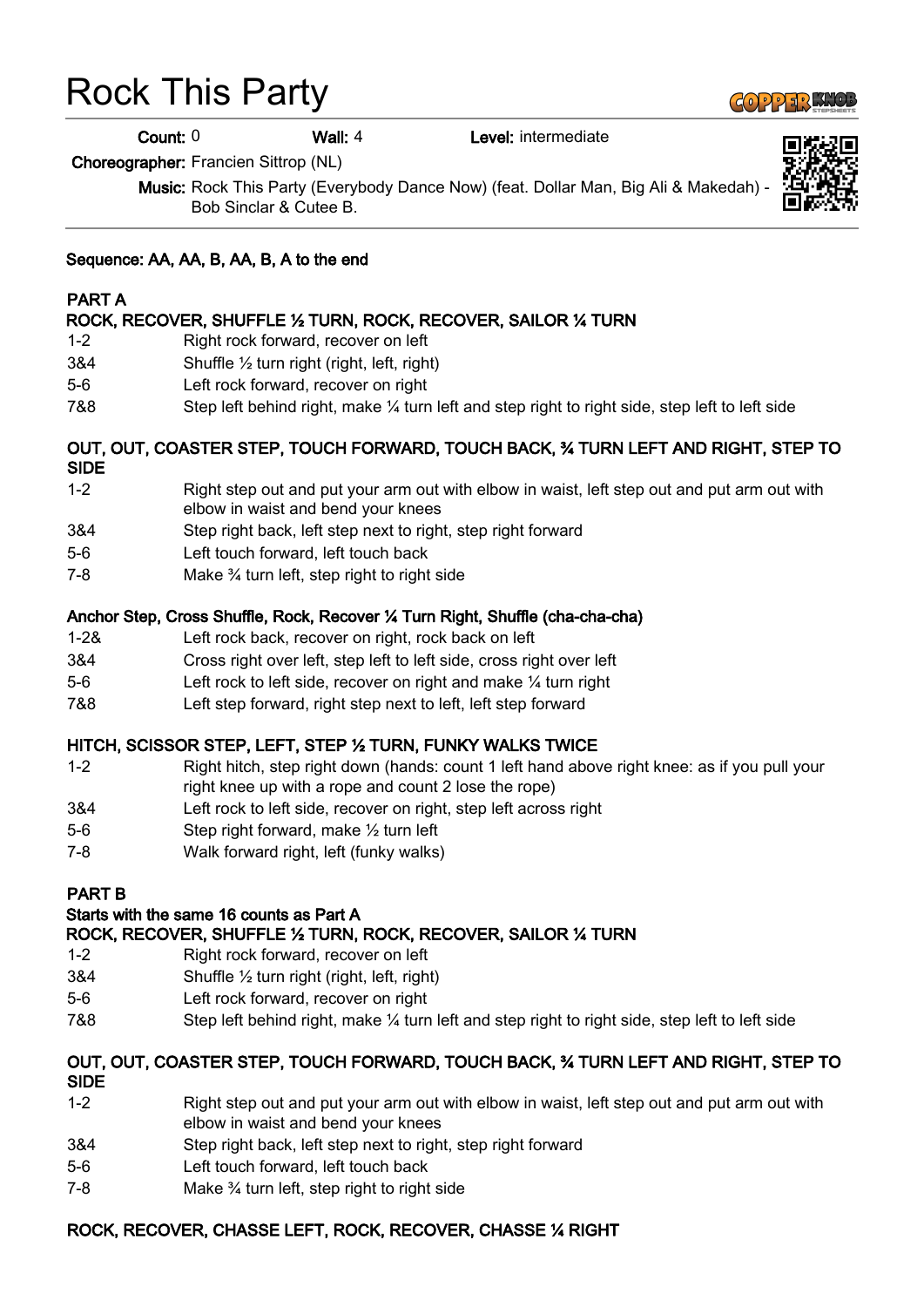# Rock This Party

**Count:** 0 **Wall:** 4 **Level:** intermediate

**Choreographer:** Francien Sittrop (NL)

**Music:** Rock This Party (Everybody Dance Now) (feat. Dollar Man, Big Ali & Makedah) - Bob Sinclar & Cutee B.

**Sequence: AA, AA, B, AA, B, A to the end**

**PART A**

**ROCK, RECOVER, SHUFFLE ½ TURN, ROCK, RECOVER, SAILOR ¼ TURN**

| | |
|---|---|
| 1-2 | Right rock forward, recover on left |
| 3&4 | Shuffle ½ turn right (right, left, right) |
| 5-6 | Left rock forward, recover on right |
| 7&8 | Step left behind right, make ¼ turn left and step right to right side, step left to left side |

**OUT, OUT, COASTER STEP, TOUCH FORWARD, TOUCH BACK, ¾ TURN LEFT AND RIGHT, STEP TO SIDE**

| | |
|---|---|
| 1-2 | Right step out and put your arm out with elbow in waist, left step out and put arm out with elbow in waist and bend your knees |
| 3&4 | Step right back, left step next to right, step right forward |
| 5-6 | Left touch forward, left touch back |
| 7-8 | Make ¾ turn left, step right to right side |

**Anchor Step, Cross Shuffle, Rock, Recover ¼ Turn Right, Shuffle (cha-cha-cha)**

| | |
|---|---|
| 1-2& | Left rock back, recover on right, rock back on left |
| 3&4 | Cross right over left, step left to left side, cross right over left |
| 5-6 | Left rock to left side, recover on right and make ¼ turn right |
| 7&8 | Left step forward, right step next to left, left step forward |

**HITCH, SCISSOR STEP, LEFT, STEP ½ TURN, FUNKY WALKS TWICE**

| | |
|---|---|
| 1-2 | Right hitch, step right down (hands: count 1 left hand above right knee: as if you pull your right knee up with a rope and count 2 lose the rope) |
| 3&4 | Left rock to left side, recover on right, step left across right |
| 5-6 | Step right forward, make ½ turn left |
| 7-8 | Walk forward right, left (funky walks) |

**PART B**

**Starts with the same 16 counts as Part A**

**ROCK, RECOVER, SHUFFLE ½ TURN, ROCK, RECOVER, SAILOR ¼ TURN**

| | |
|---|---|
| 1-2 | Right rock forward, recover on left |
| 3&4 | Shuffle ½ turn right (right, left, right) |
| 5-6 | Left rock forward, recover on right |
| 7&8 | Step left behind right, make ¼ turn left and step right to right side, step left to left side |

**OUT, OUT, COASTER STEP, TOUCH FORWARD, TOUCH BACK, ¾ TURN LEFT AND RIGHT, STEP TO SIDE**

| | |
|---|---|
| 1-2 | Right step out and put your arm out with elbow in waist, left step out and put arm out with elbow in waist and bend your knees |
| 3&4 | Step right back, left step next to right, step right forward |
| 5-6 | Left touch forward, left touch back |
| 7-8 | Make ¾ turn left, step right to right side |

**ROCK, RECOVER, CHASSE LEFT, ROCK, RECOVER, CHASSE ¼ RIGHT**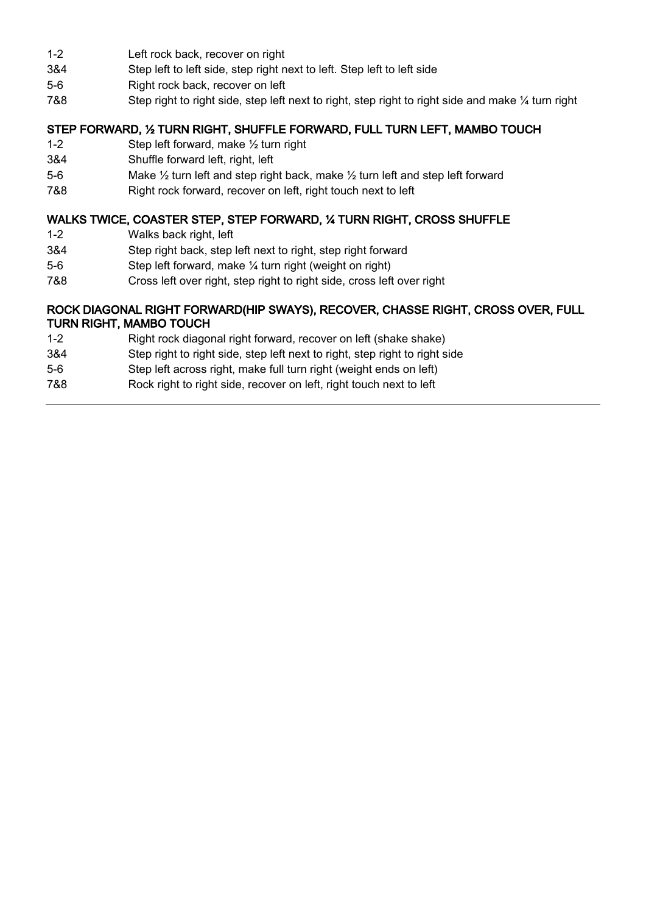| | |
|---|---|
| 1-2 | Left rock back, recover on right |
| 3&4 | Step left to left side, step right next to left. Step left to left side |
| 5-6 | Right rock back, recover on left |
| 7&8 | Step right to right side, step left next to right, step right to right side and make ¼ turn right |

### STEP FORWARD, ½ TURN RIGHT, SHUFFLE FORWARD, FULL TURN LEFT, MAMBO TOUCH

| | |
|---|---|
| 1-2 | Step left forward, make ½ turn right |
| 3&4 | Shuffle forward left, right, left |
| 5-6 | Make ½ turn left and step right back, make ½ turn left and step left forward |
| 7&8 | Right rock forward, recover on left, right touch next to left |

### WALKS TWICE, COASTER STEP, STEP FORWARD, ¼ TURN RIGHT, CROSS SHUFFLE

| | |
|---|---|
| 1-2 | Walks back right, left |
| 3&4 | Step right back, step left next to right, step right forward |
| 5-6 | Step left forward, make ¼ turn right (weight on right) |
| 7&8 | Cross left over right, step right to right side, cross left over right |

### ROCK DIAGONAL RIGHT FORWARD(HIP SWAYS), RECOVER, CHASSE RIGHT, CROSS OVER, FULL TURN RIGHT, MAMBO TOUCH

| | |
|---|---|
| 1-2 | Right rock diagonal right forward, recover on left (shake shake) |
| 3&4 | Step right to right side, step left next to right, step right to right side |
| 5-6 | Step left across right, make full turn right (weight ends on left) |
| 7&8 | Rock right to right side, recover on left, right touch next to left |